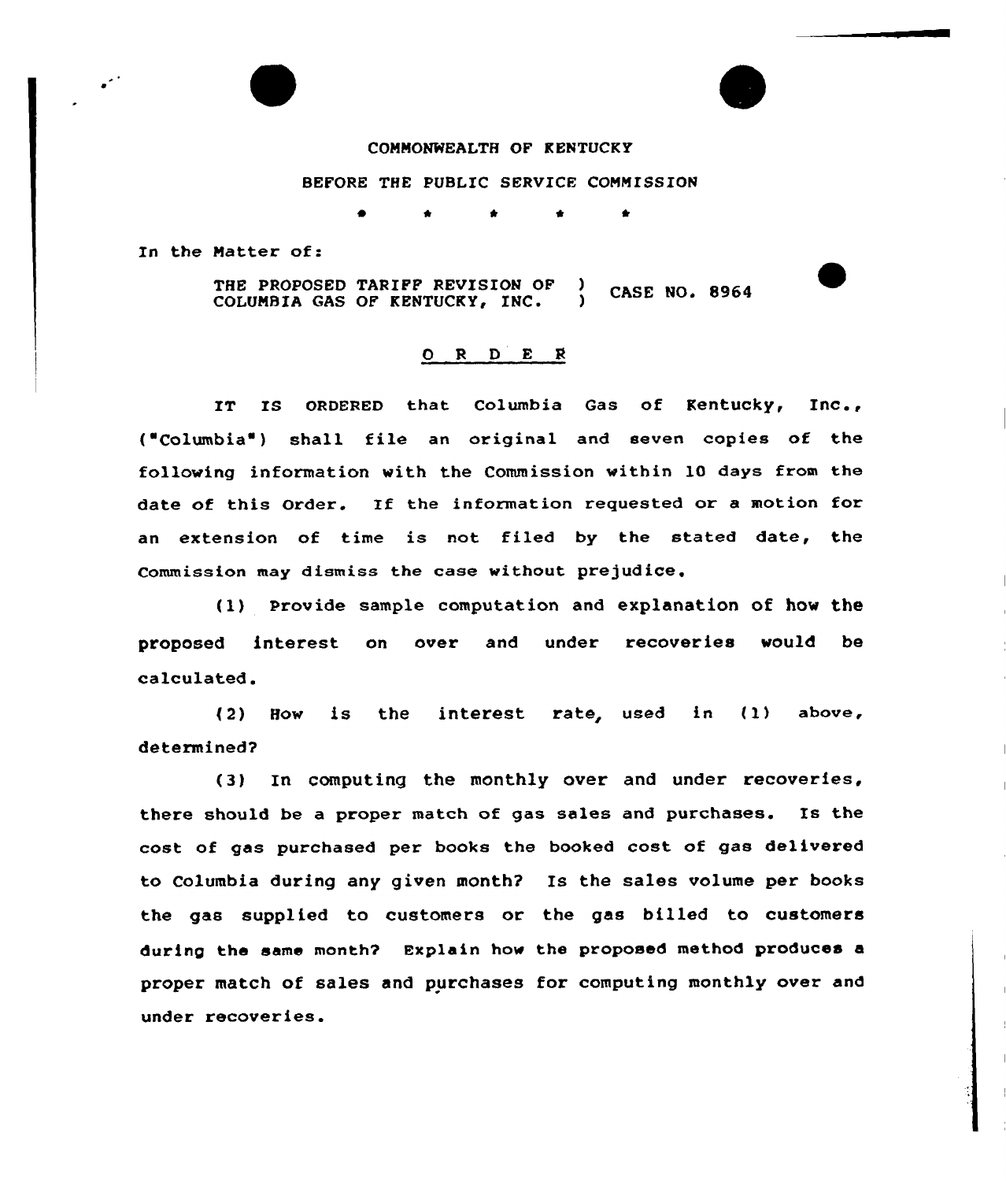COMMONWEALTH OF KENTUCKY

BEFORE THE PUBLIC SERVICE COMMISSION

\* \* \* \* \*

In the Matter of:

THE PROPOSED TARIFF REVISION OF COLUMBIA GAS OF KENTUCKY, INC. ) CASE NO. 8964

## O R D E R

IT IS ORDERED that Columbia Gas of Kentucky, Inc., ("Columbia") shall file an original and seven copies of the following information with the Commission within 10 days from the date of this Order. If the information requested or a motion for an extension of time is not filed by the stated date, the Commission may dismiss the case without prejudice.

(1) Provide sample computation and explanation of how the proposed interest on over and under recoveries would be calculated.

(2) How is the interest rate, used in (1) above, determined?

(3) In computing the monthly over and under recoveries, there should be a proper match of gas sales and purchases. Is the cost of gas purchased per books the booked cost of gas delivered to Columbia during any given month? Is the sales volume per books the gas supplied to customers or the gas billed to customers during the same month? Explain how the proposed method produces a proper match of sales and purchases for computing monthly over and under recoveries.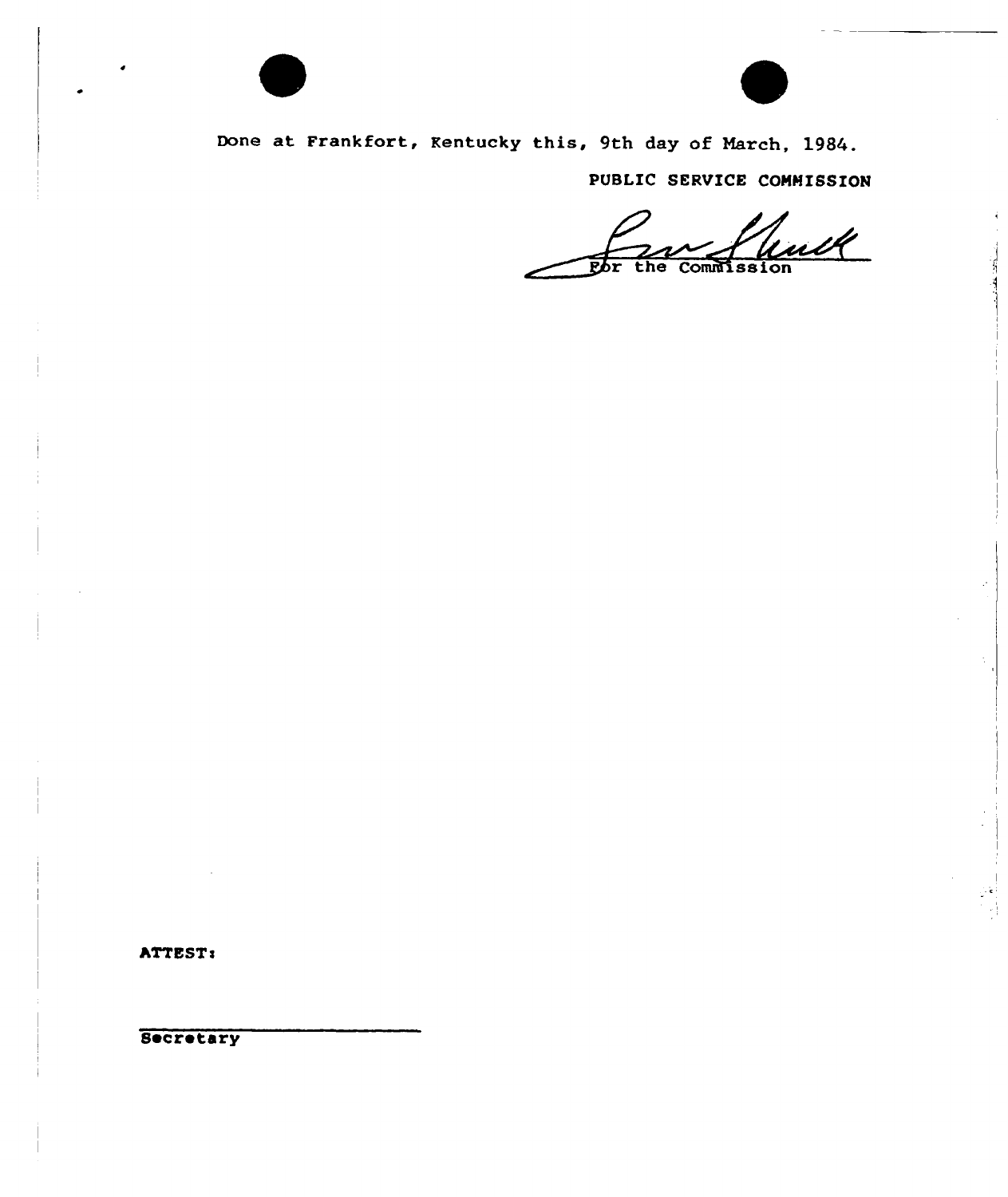Done at Frankfort, Kentucky this, 9th day of March, 1984.

PUBLIC SERVICE COMMISSION

For the Commission

ATTEST:

Secretary